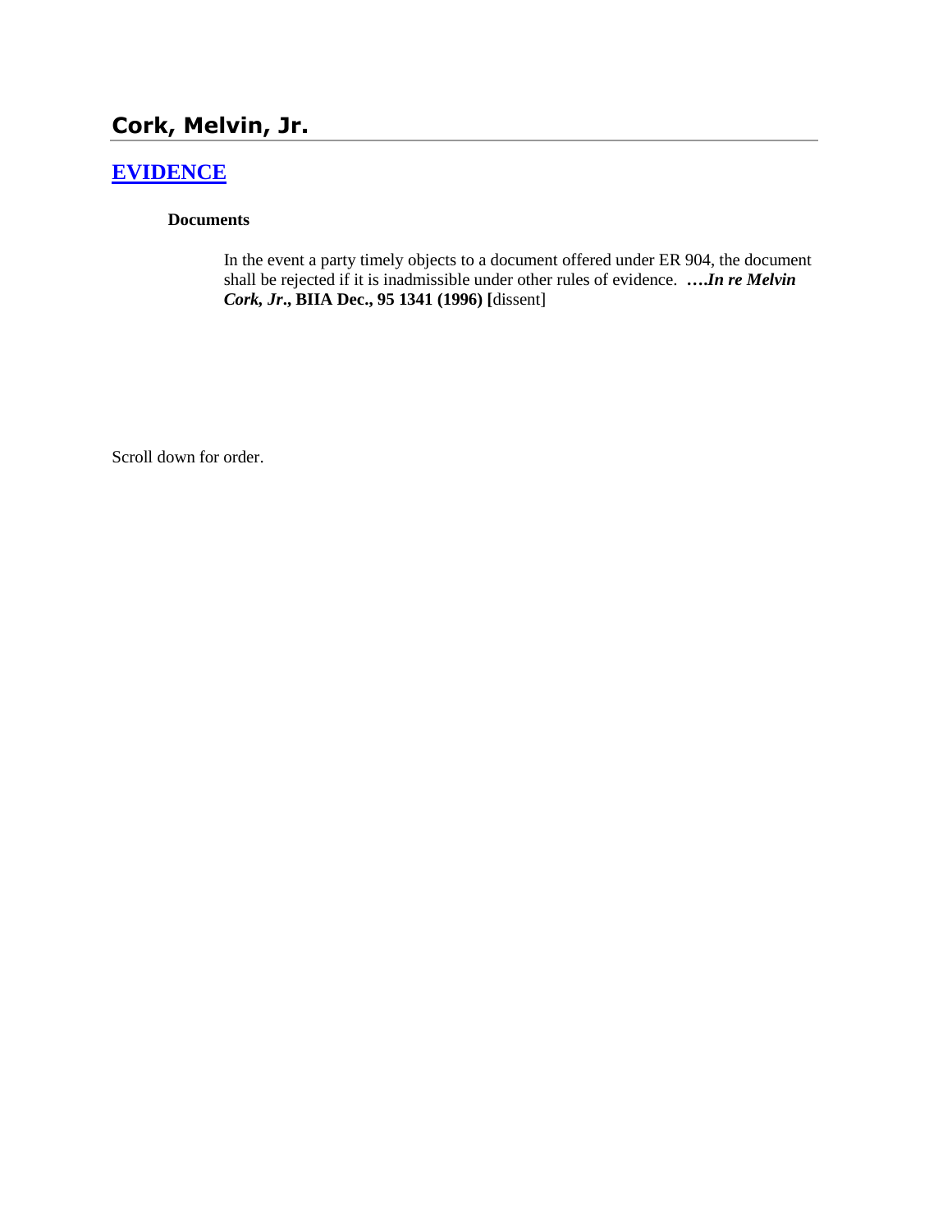## Cork, Melvin, Jr.

### EVIDENCE

**Documents**

In the event a party timely objects to a document offered under ER 904, the document shall be rejected if it is inadmissible under other rules of evidence. ****….In re Melvin Cork, Jr*., BIIA Dec., 95 1341 (1996) [**dissent]

Scroll down for order.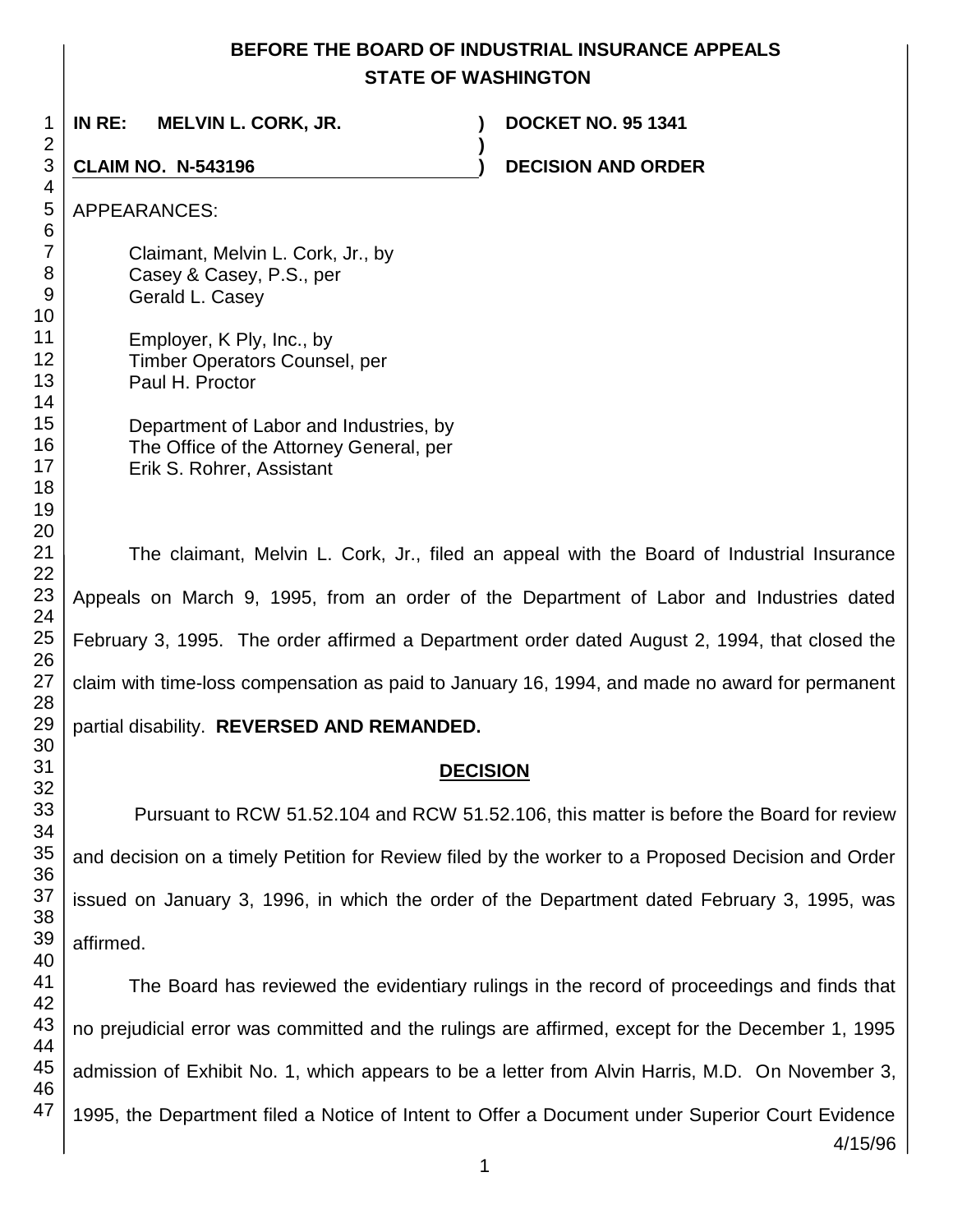**BEFORE THE BOARD OF INDUSTRIAL INSURANCE APPEALS**
**STATE OF WASHINGTON**

| | | |
|---|---|---|
| **IN RE: MELVIN L. CORK, JR.** | **)** | **DOCKET NO. 95 1341** |
| | **)** | |
| **CLAIM NO. N-543196** | **)** | **DECISION AND ORDER** |

APPEARANCES:

Claimant, Melvin L. Cork, Jr., by
Casey & Casey, P.S., per
Gerald L. Casey

Employer, K Ply, Inc., by
Timber Operators Counsel, per
Paul H. Proctor

Department of Labor and Industries, by
The Office of the Attorney General, per
Erik S. Rohrer, Assistant

The claimant, Melvin L. Cork, Jr., filed an appeal with the Board of Industrial Insurance Appeals on March 9, 1995, from an order of the Department of Labor and Industries dated February 3, 1995. The order affirmed a Department order dated August 2, 1994, that closed the claim with time-loss compensation as paid to January 16, 1994, and made no award for permanent partial disability. **REVERSED AND REMANDED.**

## DECISION

Pursuant to RCW 51.52.104 and RCW 51.52.106, this matter is before the Board for review and decision on a timely Petition for Review filed by the worker to a Proposed Decision and Order issued on January 3, 1996, in which the order of the Department dated February 3, 1995, was affirmed.

The Board has reviewed the evidentiary rulings in the record of proceedings and finds that no prejudicial error was committed and the rulings are affirmed, except for the December 1, 1995 admission of Exhibit No. 1, which appears to be a letter from Alvin Harris, M.D. On November 3, 1995, the Department filed a Notice of Intent to Offer a Document under Superior Court Evidence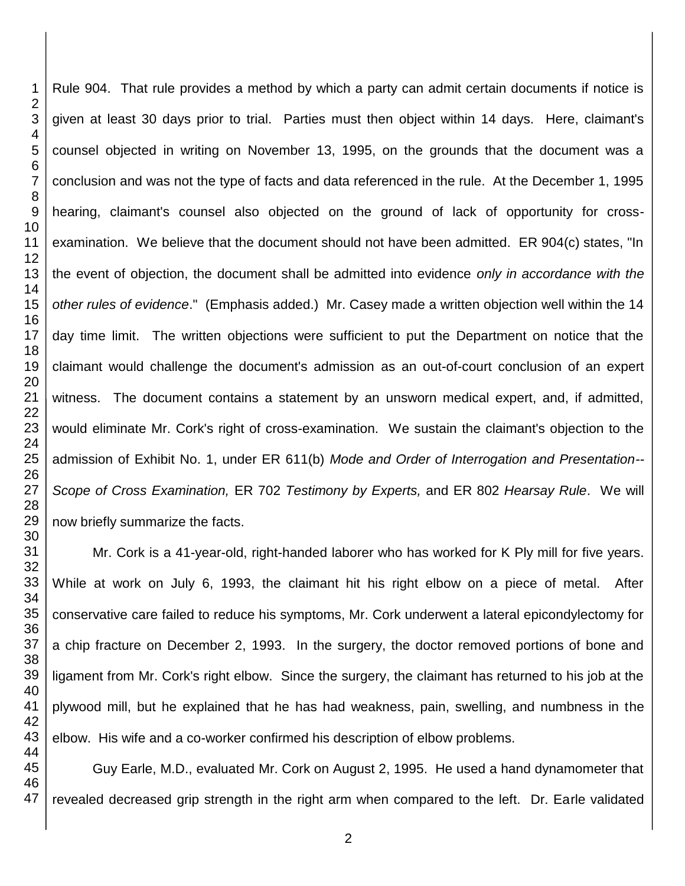Rule 904. That rule provides a method by which a party can admit certain documents if notice is given at least 30 days prior to trial. Parties must then object within 14 days. Here, claimant's counsel objected in writing on November 13, 1995, on the grounds that the document was a conclusion and was not the type of facts and data referenced in the rule. At the December 1, 1995 hearing, claimant's counsel also objected on the ground of lack of opportunity for cross-examination. We believe that the document should not have been admitted. ER 904(c) states, "In the event of objection, the document shall be admitted into evidence *only in accordance with the other rules of evidence*." (Emphasis added.) Mr. Casey made a written objection well within the 14 day time limit. The written objections were sufficient to put the Department on notice that the claimant would challenge the document's admission as an out-of-court conclusion of an expert witness. The document contains a statement by an unsworn medical expert, and, if admitted, would eliminate Mr. Cork's right of cross-examination. We sustain the claimant's objection to the admission of Exhibit No. 1, under ER 611(b) *Mode and Order of Interrogation and Presentation--Scope of Cross Examination,* ER 702 *Testimony by Experts,* and ER 802 *Hearsay Rule*. We will now briefly summarize the facts.

Mr. Cork is a 41-year-old, right-handed laborer who has worked for K Ply mill for five years. While at work on July 6, 1993, the claimant hit his right elbow on a piece of metal. After conservative care failed to reduce his symptoms, Mr. Cork underwent a lateral epicondylectomy for a chip fracture on December 2, 1993. In the surgery, the doctor removed portions of bone and ligament from Mr. Cork's right elbow. Since the surgery, the claimant has returned to his job at the plywood mill, but he explained that he has had weakness, pain, swelling, and numbness in the elbow. His wife and a co-worker confirmed his description of elbow problems.

Guy Earle, M.D., evaluated Mr. Cork on August 2, 1995. He used a hand dynamometer that revealed decreased grip strength in the right arm when compared to the left. Dr. Earle validated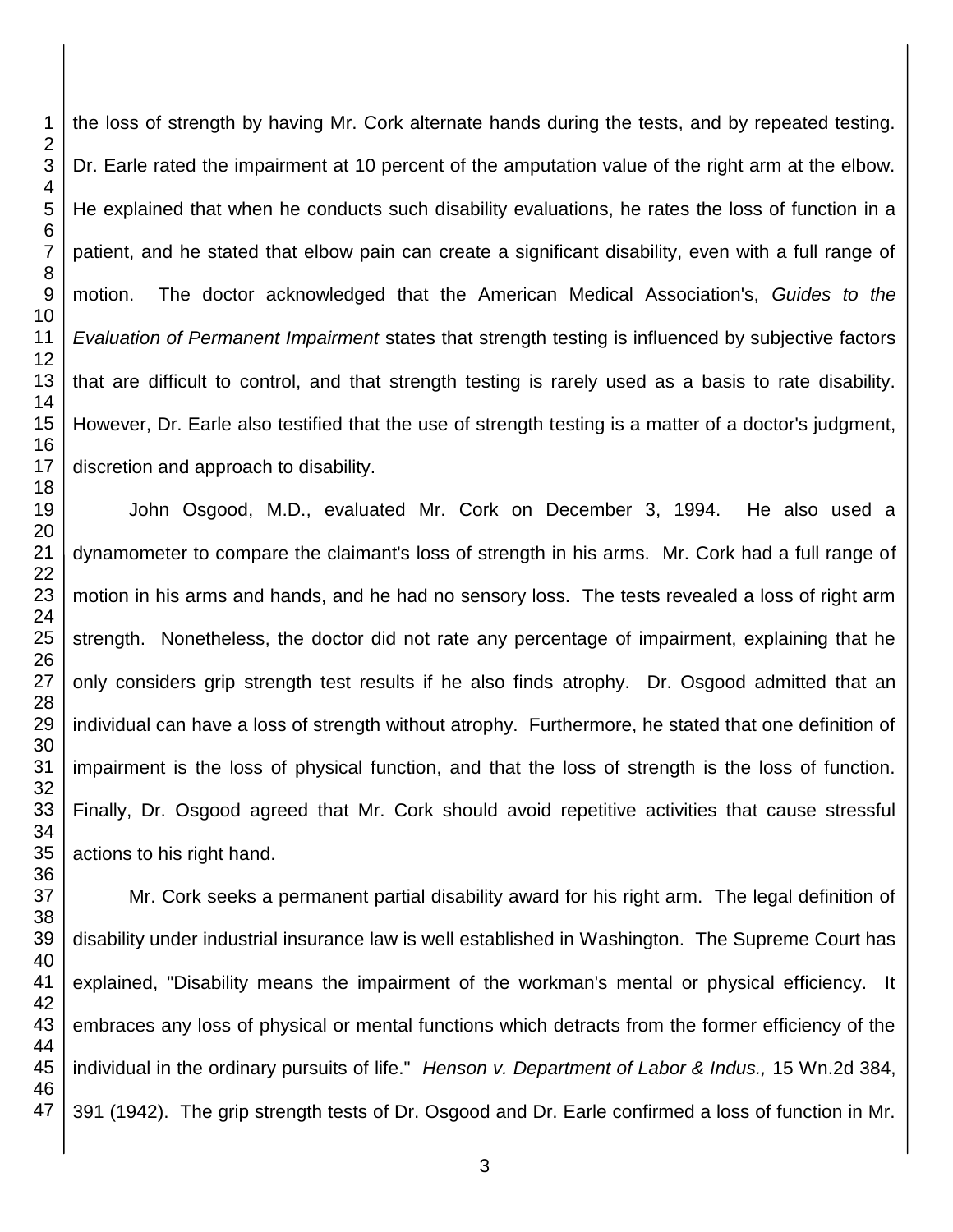the loss of strength by having Mr. Cork alternate hands during the tests, and by repeated testing. Dr. Earle rated the impairment at 10 percent of the amputation value of the right arm at the elbow. He explained that when he conducts such disability evaluations, he rates the loss of function in a patient, and he stated that elbow pain can create a significant disability, even with a full range of motion. The doctor acknowledged that the American Medical Association's, *Guides to the Evaluation of Permanent Impairment* states that strength testing is influenced by subjective factors that are difficult to control, and that strength testing is rarely used as a basis to rate disability. However, Dr. Earle also testified that the use of strength testing is a matter of a doctor's judgment, discretion and approach to disability.

John Osgood, M.D., evaluated Mr. Cork on December 3, 1994. He also used a dynamometer to compare the claimant's loss of strength in his arms. Mr. Cork had a full range of motion in his arms and hands, and he had no sensory loss. The tests revealed a loss of right arm strength. Nonetheless, the doctor did not rate any percentage of impairment, explaining that he only considers grip strength test results if he also finds atrophy. Dr. Osgood admitted that an individual can have a loss of strength without atrophy. Furthermore, he stated that one definition of impairment is the loss of physical function, and that the loss of strength is the loss of function. Finally, Dr. Osgood agreed that Mr. Cork should avoid repetitive activities that cause stressful actions to his right hand.

Mr. Cork seeks a permanent partial disability award for his right arm. The legal definition of disability under industrial insurance law is well established in Washington. The Supreme Court has explained, "Disability means the impairment of the workman's mental or physical efficiency. It embraces any loss of physical or mental functions which detracts from the former efficiency of the individual in the ordinary pursuits of life." *Henson v. Department of Labor & Indus.,* 15 Wn.2d 384, 391 (1942). The grip strength tests of Dr. Osgood and Dr. Earle confirmed a loss of function in Mr.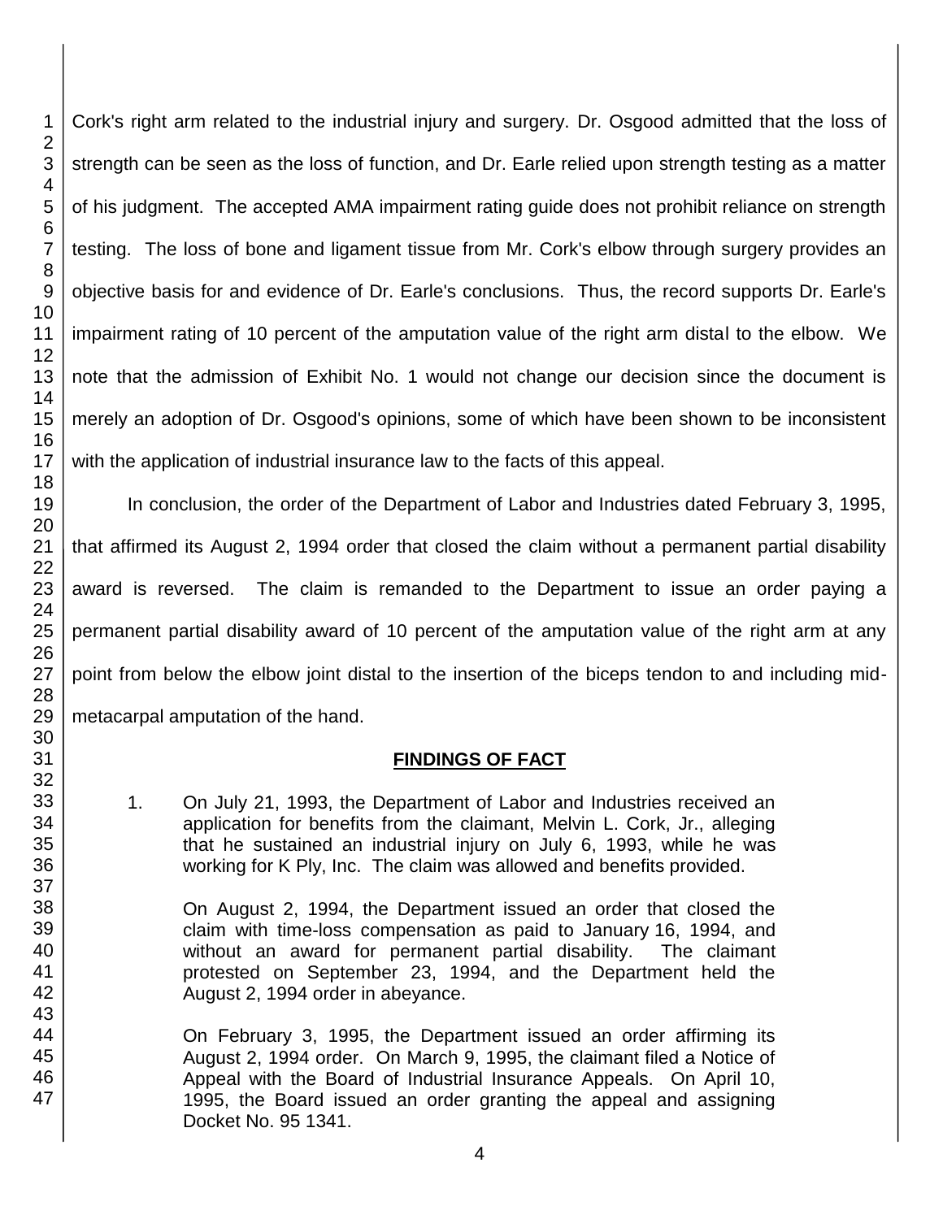Cork's right arm related to the industrial injury and surgery. Dr. Osgood admitted that the loss of strength can be seen as the loss of function, and Dr. Earle relied upon strength testing as a matter of his judgment. The accepted AMA impairment rating guide does not prohibit reliance on strength testing. The loss of bone and ligament tissue from Mr. Cork's elbow through surgery provides an objective basis for and evidence of Dr. Earle's conclusions. Thus, the record supports Dr. Earle's impairment rating of 10 percent of the amputation value of the right arm distal to the elbow. We note that the admission of Exhibit No. 1 would not change our decision since the document is merely an adoption of Dr. Osgood's opinions, some of which have been shown to be inconsistent with the application of industrial insurance law to the facts of this appeal.

In conclusion, the order of the Department of Labor and Industries dated February 3, 1995, that affirmed its August 2, 1994 order that closed the claim without a permanent partial disability award is reversed. The claim is remanded to the Department to issue an order paying a permanent partial disability award of 10 percent of the amputation value of the right arm at any point from below the elbow joint distal to the insertion of the biceps tendon to and including mid-metacarpal amputation of the hand.

## FINDINGS OF FACT

1. On July 21, 1993, the Department of Labor and Industries received an application for benefits from the claimant, Melvin L. Cork, Jr., alleging that he sustained an industrial injury on July 6, 1993, while he was working for K Ply, Inc. The claim was allowed and benefits provided.

   On August 2, 1994, the Department issued an order that closed the claim with time-loss compensation as paid to January 16, 1994, and without an award for permanent partial disability. The claimant protested on September 23, 1994, and the Department held the August 2, 1994 order in abeyance.

   On February 3, 1995, the Department issued an order affirming its August 2, 1994 order. On March 9, 1995, the claimant filed a Notice of Appeal with the Board of Industrial Insurance Appeals. On April 10, 1995, the Board issued an order granting the appeal and assigning Docket No. 95 1341.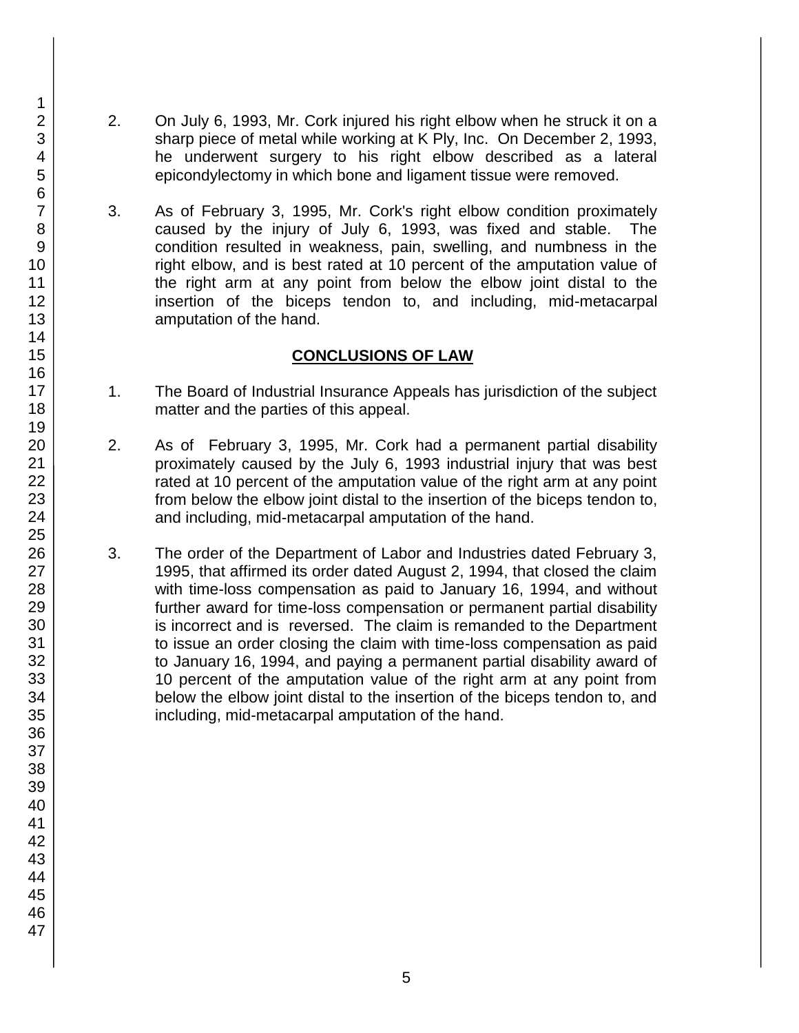2. On July 6, 1993, Mr. Cork injured his right elbow when he struck it on a sharp piece of metal while working at K Ply, Inc. On December 2, 1993, he underwent surgery to his right elbow described as a lateral epicondylectomy in which bone and ligament tissue were removed.

3. As of February 3, 1995, Mr. Cork's right elbow condition proximately caused by the injury of July 6, 1993, was fixed and stable. The condition resulted in weakness, pain, swelling, and numbness in the right elbow, and is best rated at 10 percent of the amputation value of the right arm at any point from below the elbow joint distal to the insertion of the biceps tendon to, and including, mid-metacarpal amputation of the hand.

## CONCLUSIONS OF LAW

1. The Board of Industrial Insurance Appeals has jurisdiction of the subject matter and the parties of this appeal.

2. As of February 3, 1995, Mr. Cork had a permanent partial disability proximately caused by the July 6, 1993 industrial injury that was best rated at 10 percent of the amputation value of the right arm at any point from below the elbow joint distal to the insertion of the biceps tendon to, and including, mid-metacarpal amputation of the hand.

3. The order of the Department of Labor and Industries dated February 3, 1995, that affirmed its order dated August 2, 1994, that closed the claim with time-loss compensation as paid to January 16, 1994, and without further award for time-loss compensation or permanent partial disability is incorrect and is reversed. The claim is remanded to the Department to issue an order closing the claim with time-loss compensation as paid to January 16, 1994, and paying a permanent partial disability award of 10 percent of the amputation value of the right arm at any point from below the elbow joint distal to the insertion of the biceps tendon to, and including, mid-metacarpal amputation of the hand.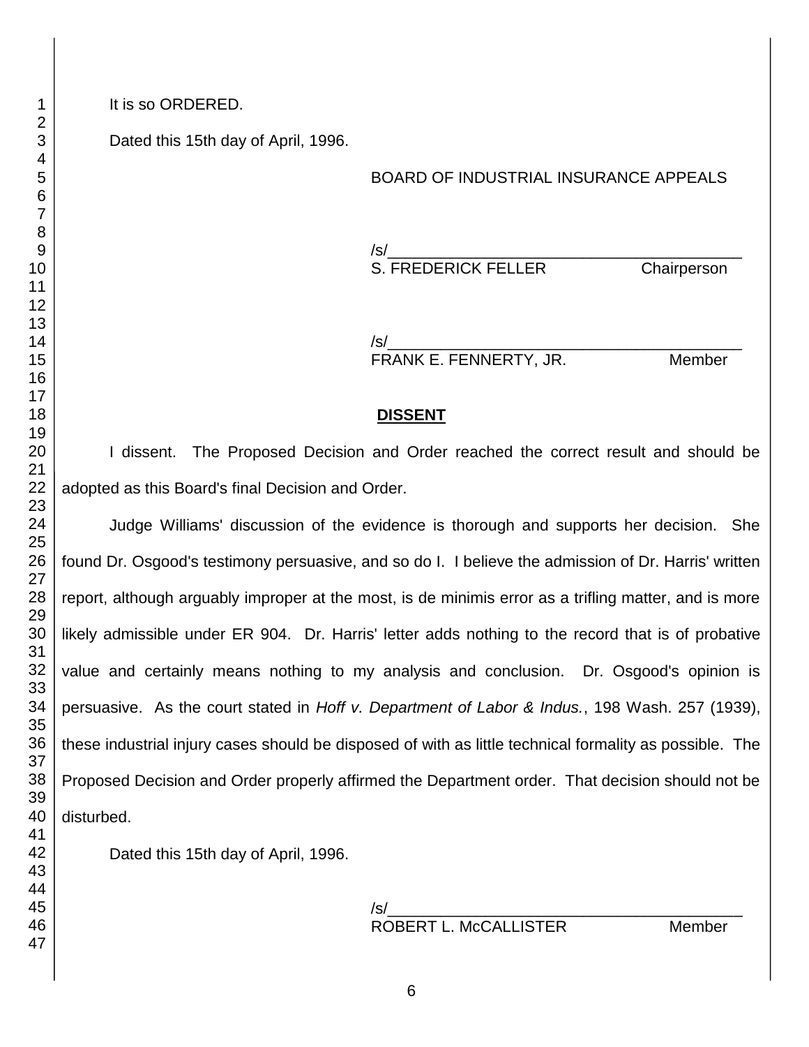It is so ORDERED.

Dated this 15th day of April, 1996.

BOARD OF INDUSTRIAL INSURANCE APPEALS

/s/\_\_\_\_\_\_\_\_\_\_\_\_\_\_\_\_\_\_\_\_\_\_\_\_\_\_\_\_\_\_\_\_\_\_\_\_\_\_\_\_
S. FREDERICK FELLER Chairperson

/s/\_\_\_\_\_\_\_\_\_\_\_\_\_\_\_\_\_\_\_\_\_\_\_\_\_\_\_\_\_\_\_\_\_\_\_\_\_\_\_\_
FRANK E. FENNERTY, JR. Member

## DISSENT

I dissent. The Proposed Decision and Order reached the correct result and should be adopted as this Board's final Decision and Order.

Judge Williams' discussion of the evidence is thorough and supports her decision. She found Dr. Osgood's testimony persuasive, and so do I. I believe the admission of Dr. Harris' written report, although arguably improper at the most, is de minimis error as a trifling matter, and is more likely admissible under ER 904. Dr. Harris' letter adds nothing to the record that is of probative value and certainly means nothing to my analysis and conclusion. Dr. Osgood's opinion is persuasive. As the court stated in *Hoff v. Department of Labor & Indus.*, 198 Wash. 257 (1939), these industrial injury cases should be disposed of with as little technical formality as possible. The Proposed Decision and Order properly affirmed the Department order. That decision should not be disturbed.

Dated this 15th day of April, 1996.

/s/\_\_\_\_\_\_\_\_\_\_\_\_\_\_\_\_\_\_\_\_\_\_\_\_\_\_\_\_\_\_\_\_\_\_\_\_\_\_\_\_
ROBERT L. McCALLISTER Member